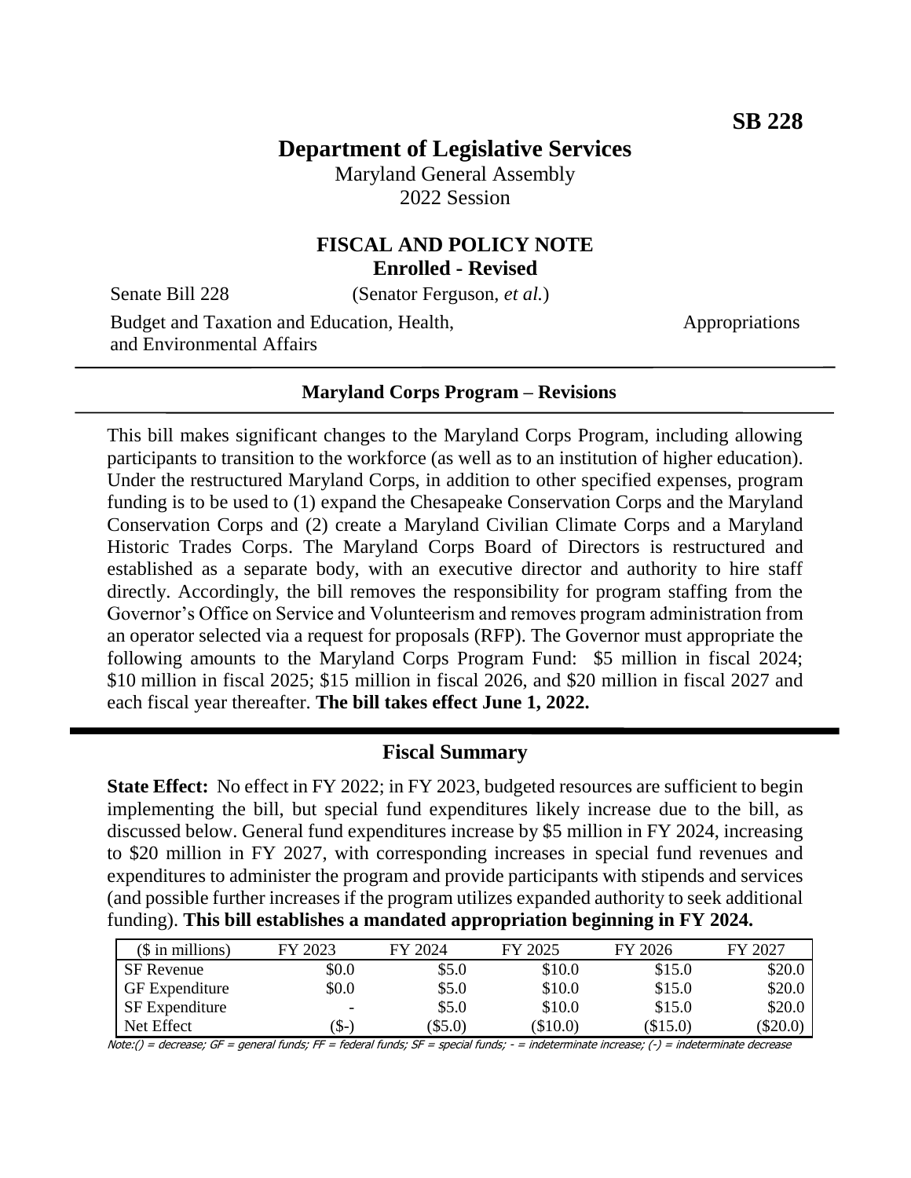**SB 228**

# Department of Legislative Services

Maryland General Assembly
2022 Session

## FISCAL AND POLICY NOTE
**Enrolled - Revised**

Senate Bill 228 (Senator Ferguson, *et al.*)

Budget and Taxation and Education, Health, and Environmental Affairs — Appropriations

---

**Maryland Corps Program – Revisions**

---

This bill makes significant changes to the Maryland Corps Program, including allowing participants to transition to the workforce (as well as to an institution of higher education). Under the restructured Maryland Corps, in addition to other specified expenses, program funding is to be used to (1) expand the Chesapeake Conservation Corps and the Maryland Conservation Corps and (2) create a Maryland Civilian Climate Corps and a Maryland Historic Trades Corps. The Maryland Corps Board of Directors is restructured and established as a separate body, with an executive director and authority to hire staff directly. Accordingly, the bill removes the responsibility for program staffing from the Governor's Office on Service and Volunteerism and removes program administration from an operator selected via a request for proposals (RFP). The Governor must appropriate the following amounts to the Maryland Corps Program Fund: $5 million in fiscal 2024; $10 million in fiscal 2025; $15 million in fiscal 2026, and $20 million in fiscal 2027 and each fiscal year thereafter. **The bill takes effect June 1, 2022.**

---

## Fiscal Summary

**State Effect:** No effect in FY 2022; in FY 2023, budgeted resources are sufficient to begin implementing the bill, but special fund expenditures likely increase due to the bill, as discussed below. General fund expenditures increase by $5 million in FY 2024, increasing to $20 million in FY 2027, with corresponding increases in special fund revenues and expenditures to administer the program and provide participants with stipends and services (and possible further increases if the program utilizes expanded authority to seek additional funding). **This bill establishes a mandated appropriation beginning in FY 2024.**

| ($ in millions) | FY 2023 | FY 2024 | FY 2025 | FY 2026 | FY 2027 |
|---|---|---|---|---|---|
| SF Revenue | $0.0 | $5.0 | $10.0 | $15.0 | $20.0 |
| GF Expenditure | $0.0 | $5.0 | $10.0 | $15.0 | $20.0 |
| SF Expenditure | - | $5.0 | $10.0 | $15.0 | $20.0 |
| Net Effect | ($-) | ($5.0) | ($10.0) | ($15.0) | ($20.0) |

Note:() = decrease; GF = general funds; FF = federal funds; SF = special funds; - = indeterminate increase; (-) = indeterminate decrease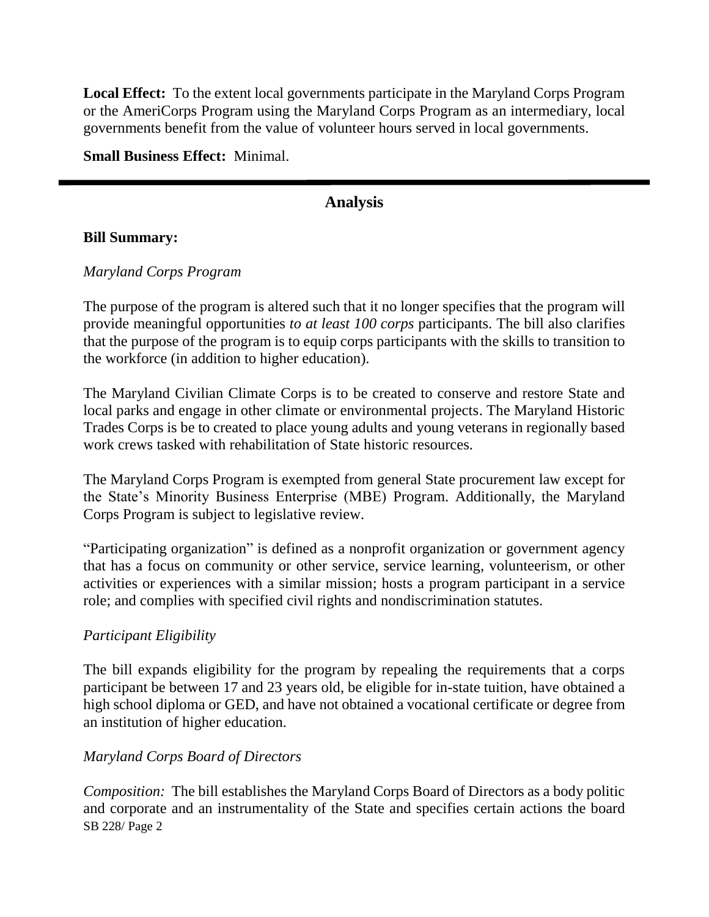**Local Effect:** To the extent local governments participate in the Maryland Corps Program or the AmeriCorps Program using the Maryland Corps Program as an intermediary, local governments benefit from the value of volunteer hours served in local governments.

**Small Business Effect:** Minimal.

---

## Analysis

**Bill Summary:**

*Maryland Corps Program*

The purpose of the program is altered such that it no longer specifies that the program will provide meaningful opportunities *to at least 100 corps* participants. The bill also clarifies that the purpose of the program is to equip corps participants with the skills to transition to the workforce (in addition to higher education).

The Maryland Civilian Climate Corps is to be created to conserve and restore State and local parks and engage in other climate or environmental projects. The Maryland Historic Trades Corps is be to created to place young adults and young veterans in regionally based work crews tasked with rehabilitation of State historic resources.

The Maryland Corps Program is exempted from general State procurement law except for the State's Minority Business Enterprise (MBE) Program. Additionally, the Maryland Corps Program is subject to legislative review.

"Participating organization" is defined as a nonprofit organization or government agency that has a focus on community or other service, service learning, volunteerism, or other activities or experiences with a similar mission; hosts a program participant in a service role; and complies with specified civil rights and nondiscrimination statutes.

*Participant Eligibility*

The bill expands eligibility for the program by repealing the requirements that a corps participant be between 17 and 23 years old, be eligible for in-state tuition, have obtained a high school diploma or GED, and have not obtained a vocational certificate or degree from an institution of higher education.

*Maryland Corps Board of Directors*

*Composition:* The bill establishes the Maryland Corps Board of Directors as a body politic and corporate and an instrumentality of the State and specifies certain actions the board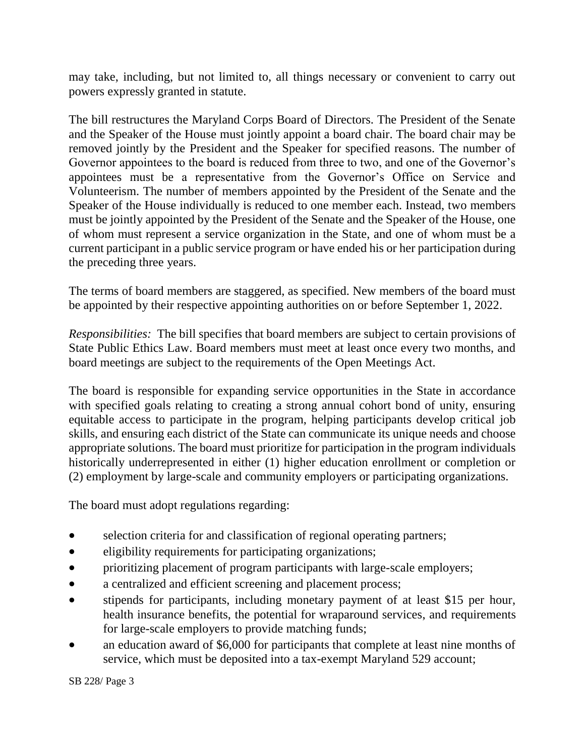may take, including, but not limited to, all things necessary or convenient to carry out powers expressly granted in statute.

The bill restructures the Maryland Corps Board of Directors. The President of the Senate and the Speaker of the House must jointly appoint a board chair. The board chair may be removed jointly by the President and the Speaker for specified reasons. The number of Governor appointees to the board is reduced from three to two, and one of the Governor's appointees must be a representative from the Governor's Office on Service and Volunteerism. The number of members appointed by the President of the Senate and the Speaker of the House individually is reduced to one member each. Instead, two members must be jointly appointed by the President of the Senate and the Speaker of the House, one of whom must represent a service organization in the State, and one of whom must be a current participant in a public service program or have ended his or her participation during the preceding three years.

The terms of board members are staggered, as specified. New members of the board must be appointed by their respective appointing authorities on or before September 1, 2022.

*Responsibilities:* The bill specifies that board members are subject to certain provisions of State Public Ethics Law. Board members must meet at least once every two months, and board meetings are subject to the requirements of the Open Meetings Act.

The board is responsible for expanding service opportunities in the State in accordance with specified goals relating to creating a strong annual cohort bond of unity, ensuring equitable access to participate in the program, helping participants develop critical job skills, and ensuring each district of the State can communicate its unique needs and choose appropriate solutions. The board must prioritize for participation in the program individuals historically underrepresented in either (1) higher education enrollment or completion or (2) employment by large-scale and community employers or participating organizations.

The board must adopt regulations regarding:

- selection criteria for and classification of regional operating partners;
- eligibility requirements for participating organizations;
- prioritizing placement of program participants with large-scale employers;
- a centralized and efficient screening and placement process;
- stipends for participants, including monetary payment of at least $15 per hour, health insurance benefits, the potential for wraparound services, and requirements for large-scale employers to provide matching funds;
- an education award of $6,000 for participants that complete at least nine months of service, which must be deposited into a tax-exempt Maryland 529 account;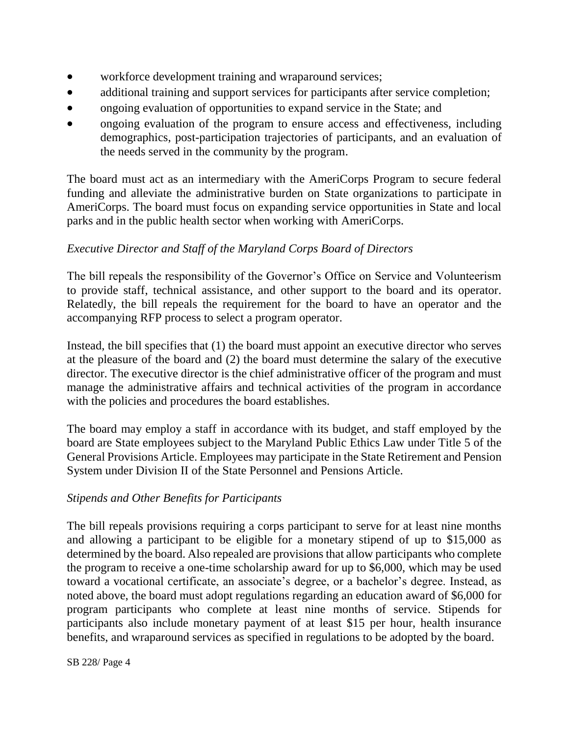- workforce development training and wraparound services;
- additional training and support services for participants after service completion;
- ongoing evaluation of opportunities to expand service in the State; and
- ongoing evaluation of the program to ensure access and effectiveness, including demographics, post-participation trajectories of participants, and an evaluation of the needs served in the community by the program.

The board must act as an intermediary with the AmeriCorps Program to secure federal funding and alleviate the administrative burden on State organizations to participate in AmeriCorps. The board must focus on expanding service opportunities in State and local parks and in the public health sector when working with AmeriCorps.

*Executive Director and Staff of the Maryland Corps Board of Directors*

The bill repeals the responsibility of the Governor's Office on Service and Volunteerism to provide staff, technical assistance, and other support to the board and its operator. Relatedly, the bill repeals the requirement for the board to have an operator and the accompanying RFP process to select a program operator.

Instead, the bill specifies that (1) the board must appoint an executive director who serves at the pleasure of the board and (2) the board must determine the salary of the executive director. The executive director is the chief administrative officer of the program and must manage the administrative affairs and technical activities of the program in accordance with the policies and procedures the board establishes.

The board may employ a staff in accordance with its budget, and staff employed by the board are State employees subject to the Maryland Public Ethics Law under Title 5 of the General Provisions Article. Employees may participate in the State Retirement and Pension System under Division II of the State Personnel and Pensions Article.

*Stipends and Other Benefits for Participants*

The bill repeals provisions requiring a corps participant to serve for at least nine months and allowing a participant to be eligible for a monetary stipend of up to $15,000 as determined by the board. Also repealed are provisions that allow participants who complete the program to receive a one-time scholarship award for up to $6,000, which may be used toward a vocational certificate, an associate's degree, or a bachelor's degree. Instead, as noted above, the board must adopt regulations regarding an education award of $6,000 for program participants who complete at least nine months of service. Stipends for participants also include monetary payment of at least $15 per hour, health insurance benefits, and wraparound services as specified in regulations to be adopted by the board.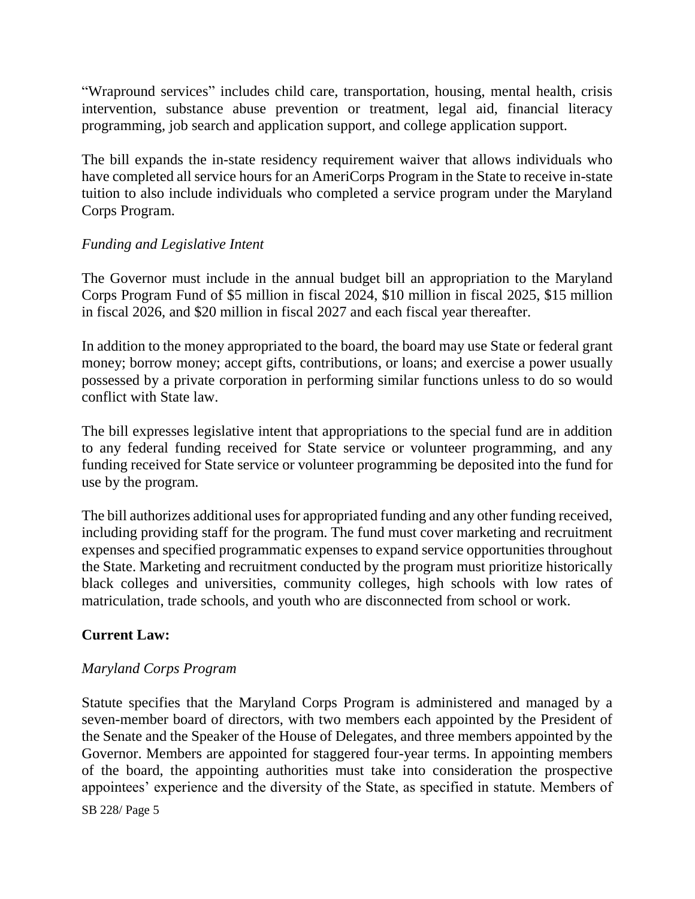"Wrapround services" includes child care, transportation, housing, mental health, crisis intervention, substance abuse prevention or treatment, legal aid, financial literacy programming, job search and application support, and college application support.

The bill expands the in-state residency requirement waiver that allows individuals who have completed all service hours for an AmeriCorps Program in the State to receive in-state tuition to also include individuals who completed a service program under the Maryland Corps Program.

*Funding and Legislative Intent*

The Governor must include in the annual budget bill an appropriation to the Maryland Corps Program Fund of $5 million in fiscal 2024, $10 million in fiscal 2025, $15 million in fiscal 2026, and $20 million in fiscal 2027 and each fiscal year thereafter.

In addition to the money appropriated to the board, the board may use State or federal grant money; borrow money; accept gifts, contributions, or loans; and exercise a power usually possessed by a private corporation in performing similar functions unless to do so would conflict with State law.

The bill expresses legislative intent that appropriations to the special fund are in addition to any federal funding received for State service or volunteer programming, and any funding received for State service or volunteer programming be deposited into the fund for use by the program.

The bill authorizes additional uses for appropriated funding and any other funding received, including providing staff for the program. The fund must cover marketing and recruitment expenses and specified programmatic expenses to expand service opportunities throughout the State. Marketing and recruitment conducted by the program must prioritize historically black colleges and universities, community colleges, high schools with low rates of matriculation, trade schools, and youth who are disconnected from school or work.

**Current Law:**

*Maryland Corps Program*

Statute specifies that the Maryland Corps Program is administered and managed by a seven-member board of directors, with two members each appointed by the President of the Senate and the Speaker of the House of Delegates, and three members appointed by the Governor. Members are appointed for staggered four-year terms. In appointing members of the board, the appointing authorities must take into consideration the prospective appointees' experience and the diversity of the State, as specified in statute. Members of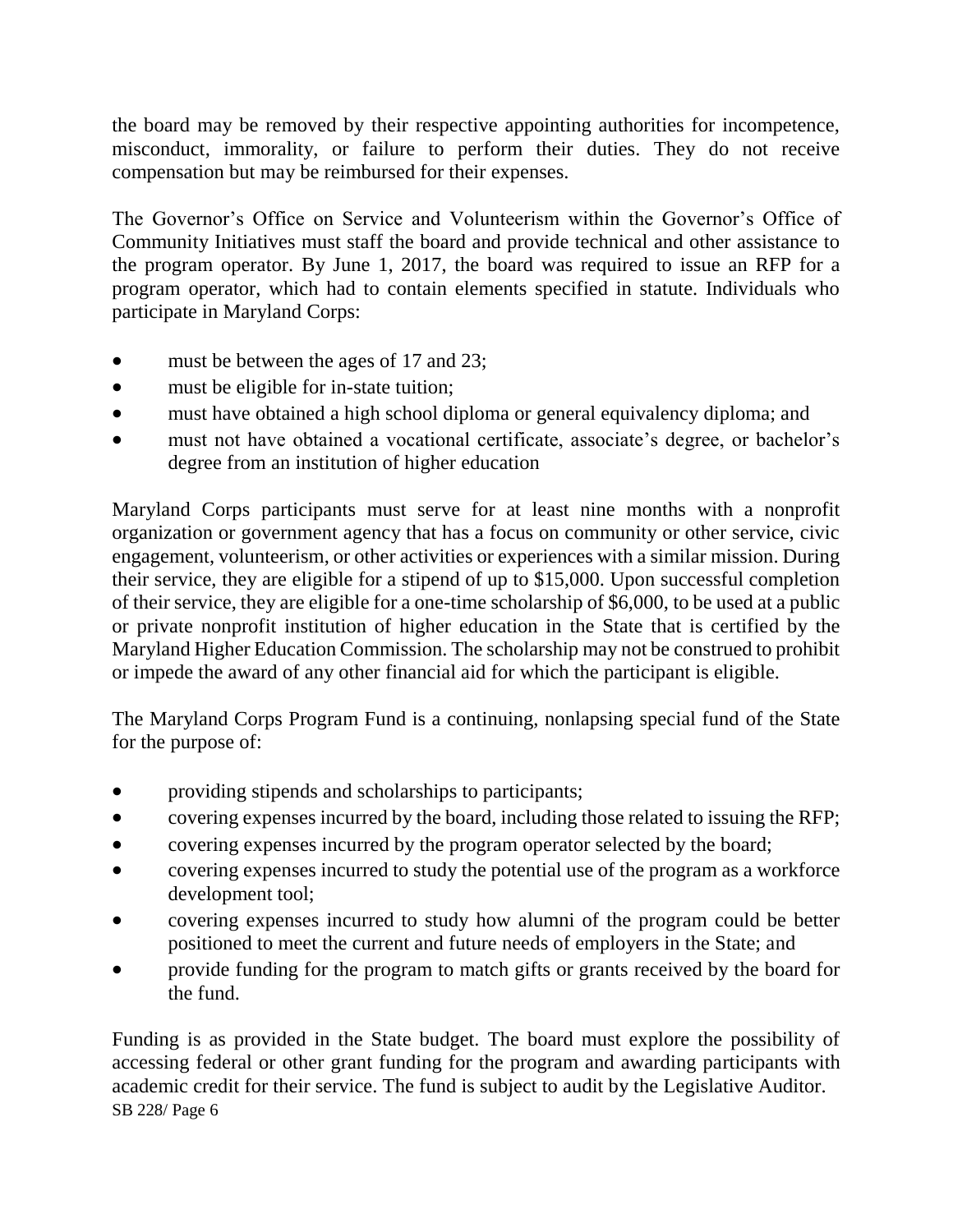the board may be removed by their respective appointing authorities for incompetence, misconduct, immorality, or failure to perform their duties. They do not receive compensation but may be reimbursed for their expenses.

The Governor's Office on Service and Volunteerism within the Governor's Office of Community Initiatives must staff the board and provide technical and other assistance to the program operator. By June 1, 2017, the board was required to issue an RFP for a program operator, which had to contain elements specified in statute. Individuals who participate in Maryland Corps:

- must be between the ages of 17 and 23;
- must be eligible for in-state tuition;
- must have obtained a high school diploma or general equivalency diploma; and
- must not have obtained a vocational certificate, associate's degree, or bachelor's degree from an institution of higher education

Maryland Corps participants must serve for at least nine months with a nonprofit organization or government agency that has a focus on community or other service, civic engagement, volunteerism, or other activities or experiences with a similar mission. During their service, they are eligible for a stipend of up to $15,000. Upon successful completion of their service, they are eligible for a one-time scholarship of $6,000, to be used at a public or private nonprofit institution of higher education in the State that is certified by the Maryland Higher Education Commission. The scholarship may not be construed to prohibit or impede the award of any other financial aid for which the participant is eligible.

The Maryland Corps Program Fund is a continuing, nonlapsing special fund of the State for the purpose of:

- providing stipends and scholarships to participants;
- covering expenses incurred by the board, including those related to issuing the RFP;
- covering expenses incurred by the program operator selected by the board;
- covering expenses incurred to study the potential use of the program as a workforce development tool;
- covering expenses incurred to study how alumni of the program could be better positioned to meet the current and future needs of employers in the State; and
- provide funding for the program to match gifts or grants received by the board for the fund.

Funding is as provided in the State budget. The board must explore the possibility of accessing federal or other grant funding for the program and awarding participants with academic credit for their service. The fund is subject to audit by the Legislative Auditor.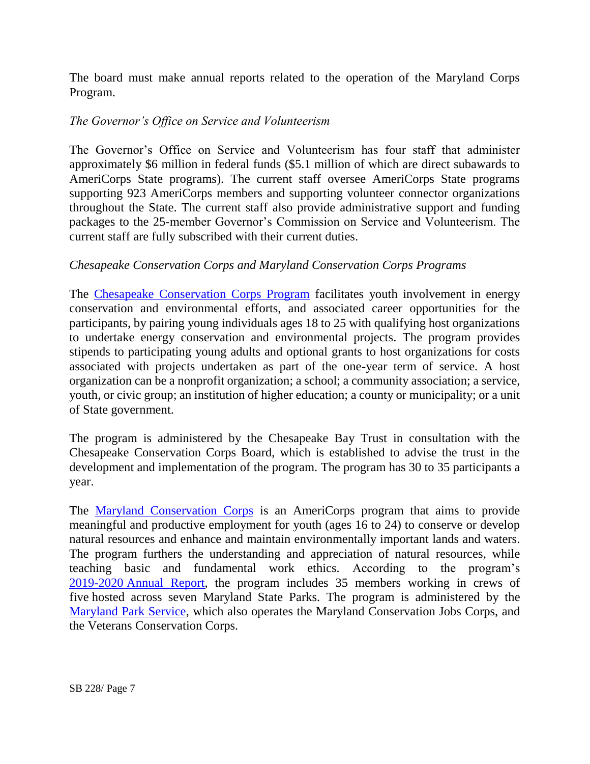The board must make annual reports related to the operation of the Maryland Corps Program.

*The Governor's Office on Service and Volunteerism*

The Governor's Office on Service and Volunteerism has four staff that administer approximately $6 million in federal funds ($5.1 million of which are direct subawards to AmeriCorps State programs). The current staff oversee AmeriCorps State programs supporting 923 AmeriCorps members and supporting volunteer connector organizations throughout the State. The current staff also provide administrative support and funding packages to the 25-member Governor's Commission on Service and Volunteerism. The current staff are fully subscribed with their current duties.

*Chesapeake Conservation Corps and Maryland Conservation Corps Programs*

The Chesapeake Conservation Corps Program facilitates youth involvement in energy conservation and environmental efforts, and associated career opportunities for the participants, by pairing young individuals ages 18 to 25 with qualifying host organizations to undertake energy conservation and environmental projects. The program provides stipends to participating young adults and optional grants to host organizations for costs associated with projects undertaken as part of the one-year term of service. A host organization can be a nonprofit organization; a school; a community association; a service, youth, or civic group; an institution of higher education; a county or municipality; or a unit of State government.

The program is administered by the Chesapeake Bay Trust in consultation with the Chesapeake Conservation Corps Board, which is established to advise the trust in the development and implementation of the program. The program has 30 to 35 participants a year.

The Maryland Conservation Corps is an AmeriCorps program that aims to provide meaningful and productive employment for youth (ages 16 to 24) to conserve or develop natural resources and enhance and maintain environmentally important lands and waters. The program furthers the understanding and appreciation of natural resources, while teaching basic and fundamental work ethics. According to the program's 2019-2020 Annual Report, the program includes 35 members working in crews of five hosted across seven Maryland State Parks. The program is administered by the Maryland Park Service, which also operates the Maryland Conservation Jobs Corps, and the Veterans Conservation Corps.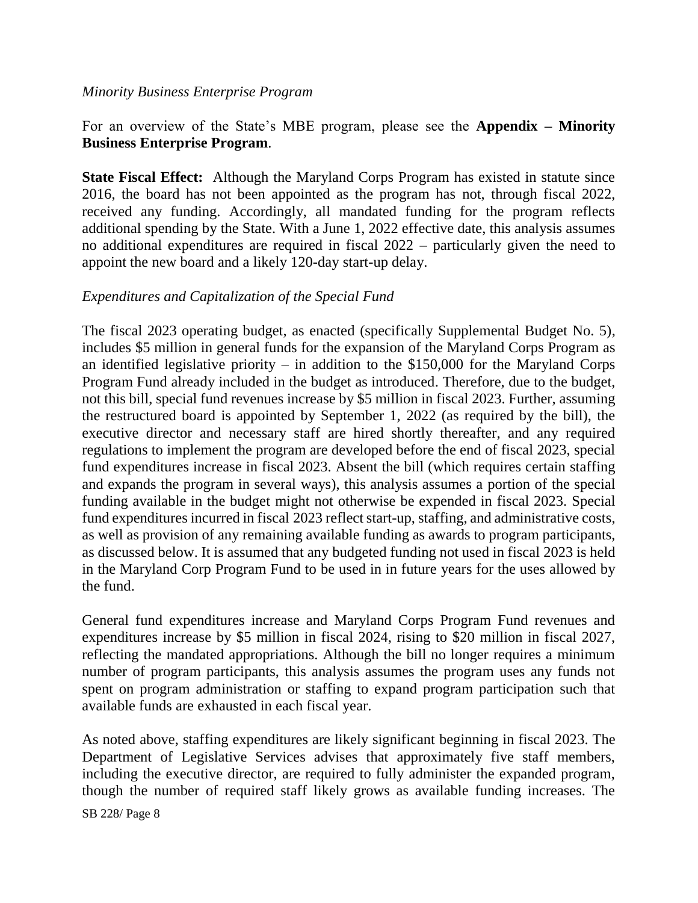*Minority Business Enterprise Program*

For an overview of the State's MBE program, please see the **Appendix – Minority Business Enterprise Program**.

**State Fiscal Effect:** Although the Maryland Corps Program has existed in statute since 2016, the board has not been appointed as the program has not, through fiscal 2022, received any funding. Accordingly, all mandated funding for the program reflects additional spending by the State. With a June 1, 2022 effective date, this analysis assumes no additional expenditures are required in fiscal 2022 – particularly given the need to appoint the new board and a likely 120-day start-up delay.

*Expenditures and Capitalization of the Special Fund*

The fiscal 2023 operating budget, as enacted (specifically Supplemental Budget No. 5), includes $5 million in general funds for the expansion of the Maryland Corps Program as an identified legislative priority – in addition to the $150,000 for the Maryland Corps Program Fund already included in the budget as introduced. Therefore, due to the budget, not this bill, special fund revenues increase by $5 million in fiscal 2023. Further, assuming the restructured board is appointed by September 1, 2022 (as required by the bill), the executive director and necessary staff are hired shortly thereafter, and any required regulations to implement the program are developed before the end of fiscal 2023, special fund expenditures increase in fiscal 2023. Absent the bill (which requires certain staffing and expands the program in several ways), this analysis assumes a portion of the special funding available in the budget might not otherwise be expended in fiscal 2023. Special fund expenditures incurred in fiscal 2023 reflect start-up, staffing, and administrative costs, as well as provision of any remaining available funding as awards to program participants, as discussed below. It is assumed that any budgeted funding not used in fiscal 2023 is held in the Maryland Corp Program Fund to be used in in future years for the uses allowed by the fund.

General fund expenditures increase and Maryland Corps Program Fund revenues and expenditures increase by $5 million in fiscal 2024, rising to $20 million in fiscal 2027, reflecting the mandated appropriations. Although the bill no longer requires a minimum number of program participants, this analysis assumes the program uses any funds not spent on program administration or staffing to expand program participation such that available funds are exhausted in each fiscal year.

As noted above, staffing expenditures are likely significant beginning in fiscal 2023. The Department of Legislative Services advises that approximately five staff members, including the executive director, are required to fully administer the expanded program, though the number of required staff likely grows as available funding increases. The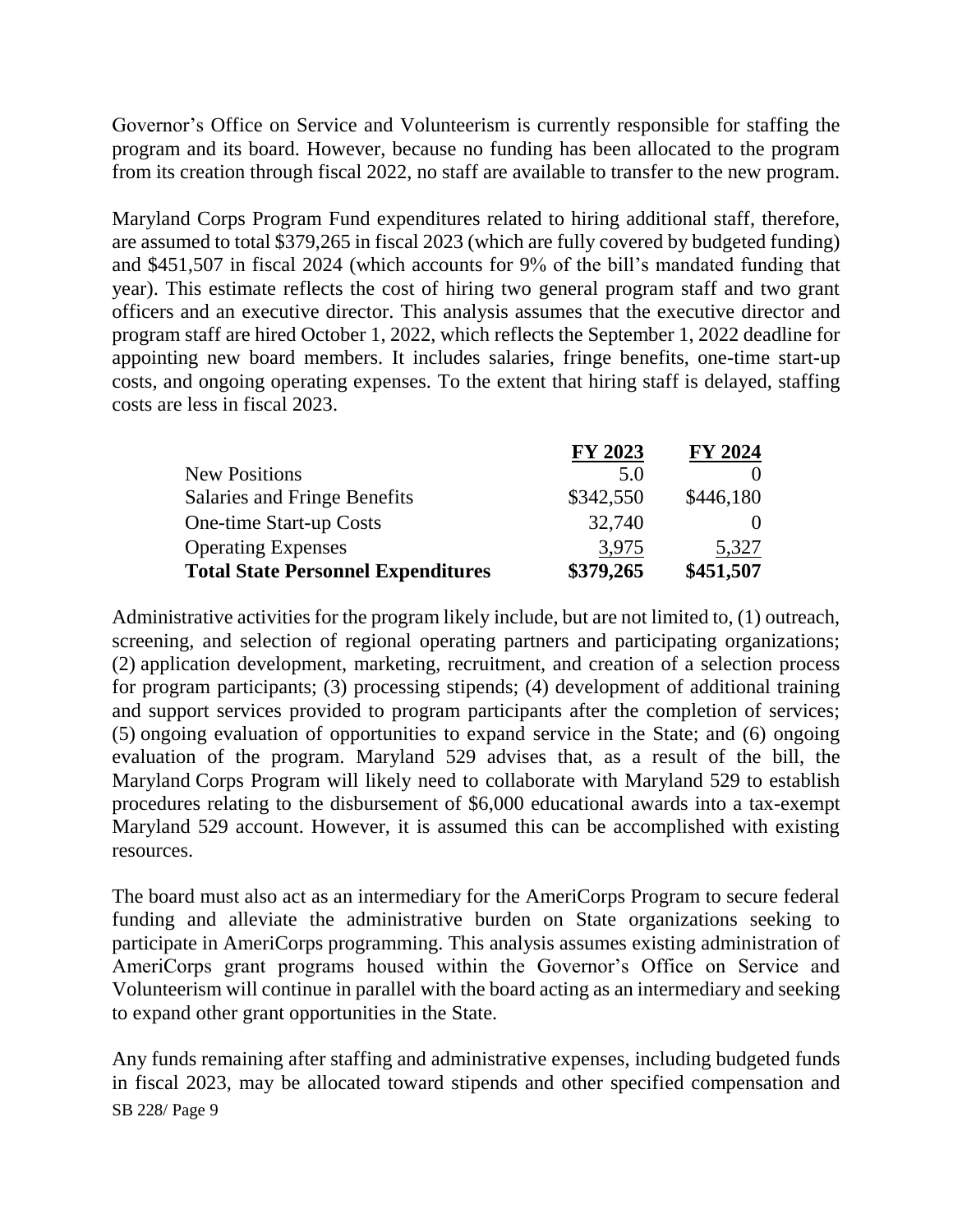Governor's Office on Service and Volunteerism is currently responsible for staffing the program and its board. However, because no funding has been allocated to the program from its creation through fiscal 2022, no staff are available to transfer to the new program.

Maryland Corps Program Fund expenditures related to hiring additional staff, therefore, are assumed to total $379,265 in fiscal 2023 (which are fully covered by budgeted funding) and $451,507 in fiscal 2024 (which accounts for 9% of the bill's mandated funding that year). This estimate reflects the cost of hiring two general program staff and two grant officers and an executive director. This analysis assumes that the executive director and program staff are hired October 1, 2022, which reflects the September 1, 2022 deadline for appointing new board members. It includes salaries, fringe benefits, one-time start-up costs, and ongoing operating expenses. To the extent that hiring staff is delayed, staffing costs are less in fiscal 2023.

| | FY 2023 | FY 2024 |
|---|---|---|
| New Positions | 5.0 | 0 |
| Salaries and Fringe Benefits | $342,550 | $446,180 |
| One-time Start-up Costs | 32,740 | 0 |
| Operating Expenses | 3,975 | 5,327 |
| **Total State Personnel Expenditures** | **$379,265** | **$451,507** |

Administrative activities for the program likely include, but are not limited to, (1) outreach, screening, and selection of regional operating partners and participating organizations; (2) application development, marketing, recruitment, and creation of a selection process for program participants; (3) processing stipends; (4) development of additional training and support services provided to program participants after the completion of services; (5) ongoing evaluation of opportunities to expand service in the State; and (6) ongoing evaluation of the program. Maryland 529 advises that, as a result of the bill, the Maryland Corps Program will likely need to collaborate with Maryland 529 to establish procedures relating to the disbursement of $6,000 educational awards into a tax-exempt Maryland 529 account. However, it is assumed this can be accomplished with existing resources.

The board must also act as an intermediary for the AmeriCorps Program to secure federal funding and alleviate the administrative burden on State organizations seeking to participate in AmeriCorps programming. This analysis assumes existing administration of AmeriCorps grant programs housed within the Governor's Office on Service and Volunteerism will continue in parallel with the board acting as an intermediary and seeking to expand other grant opportunities in the State.

Any funds remaining after staffing and administrative expenses, including budgeted funds in fiscal 2023, may be allocated toward stipends and other specified compensation and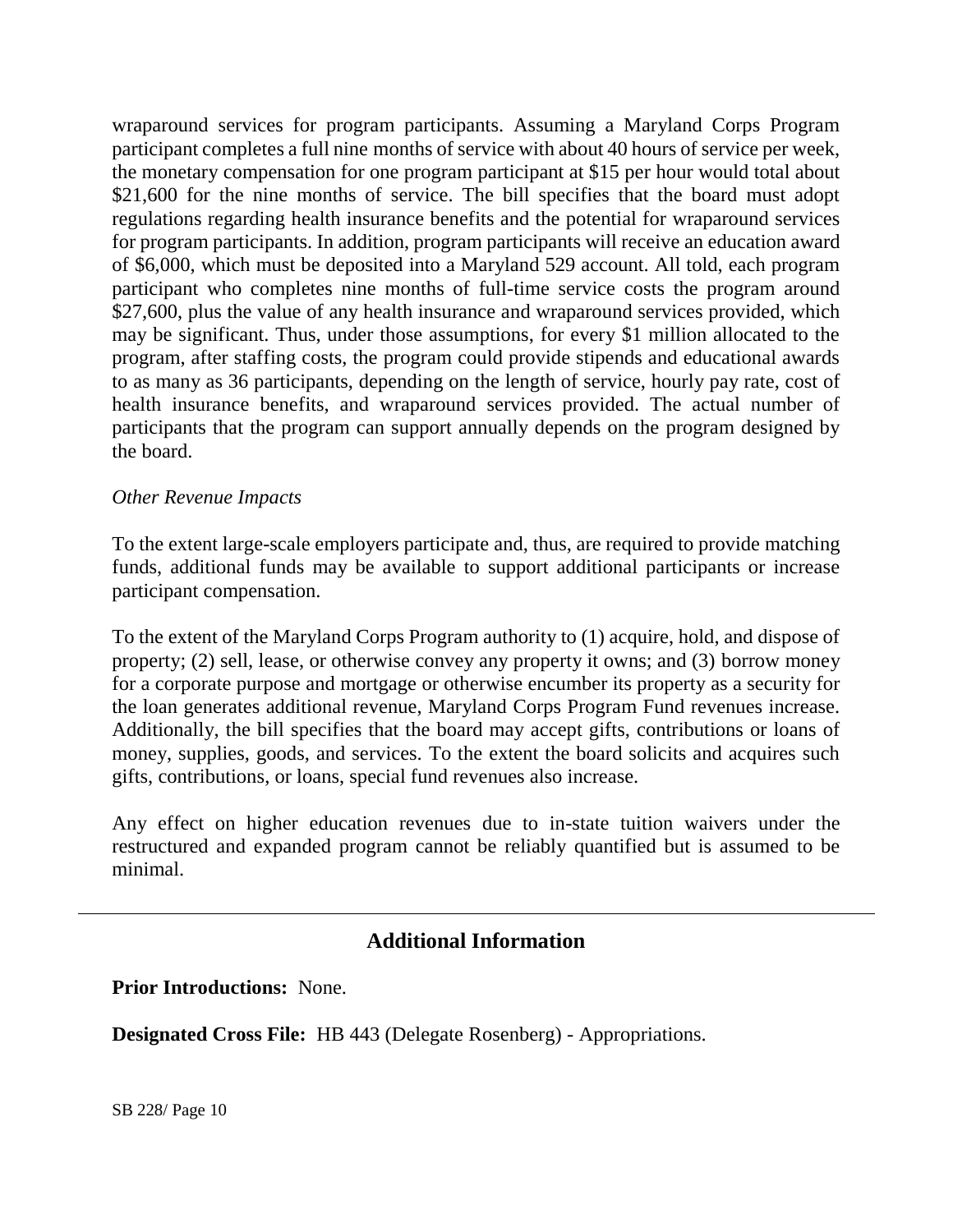wraparound services for program participants. Assuming a Maryland Corps Program participant completes a full nine months of service with about 40 hours of service per week, the monetary compensation for one program participant at $15 per hour would total about $21,600 for the nine months of service. The bill specifies that the board must adopt regulations regarding health insurance benefits and the potential for wraparound services for program participants. In addition, program participants will receive an education award of $6,000, which must be deposited into a Maryland 529 account. All told, each program participant who completes nine months of full-time service costs the program around $27,600, plus the value of any health insurance and wraparound services provided, which may be significant. Thus, under those assumptions, for every $1 million allocated to the program, after staffing costs, the program could provide stipends and educational awards to as many as 36 participants, depending on the length of service, hourly pay rate, cost of health insurance benefits, and wraparound services provided. The actual number of participants that the program can support annually depends on the program designed by the board.

*Other Revenue Impacts*

To the extent large-scale employers participate and, thus, are required to provide matching funds, additional funds may be available to support additional participants or increase participant compensation.

To the extent of the Maryland Corps Program authority to (1) acquire, hold, and dispose of property; (2) sell, lease, or otherwise convey any property it owns; and (3) borrow money for a corporate purpose and mortgage or otherwise encumber its property as a security for the loan generates additional revenue, Maryland Corps Program Fund revenues increase. Additionally, the bill specifies that the board may accept gifts, contributions or loans of money, supplies, goods, and services. To the extent the board solicits and acquires such gifts, contributions, or loans, special fund revenues also increase.

Any effect on higher education revenues due to in-state tuition waivers under the restructured and expanded program cannot be reliably quantified but is assumed to be minimal.

## Additional Information

**Prior Introductions:** None.

**Designated Cross File:** HB 443 (Delegate Rosenberg) - Appropriations.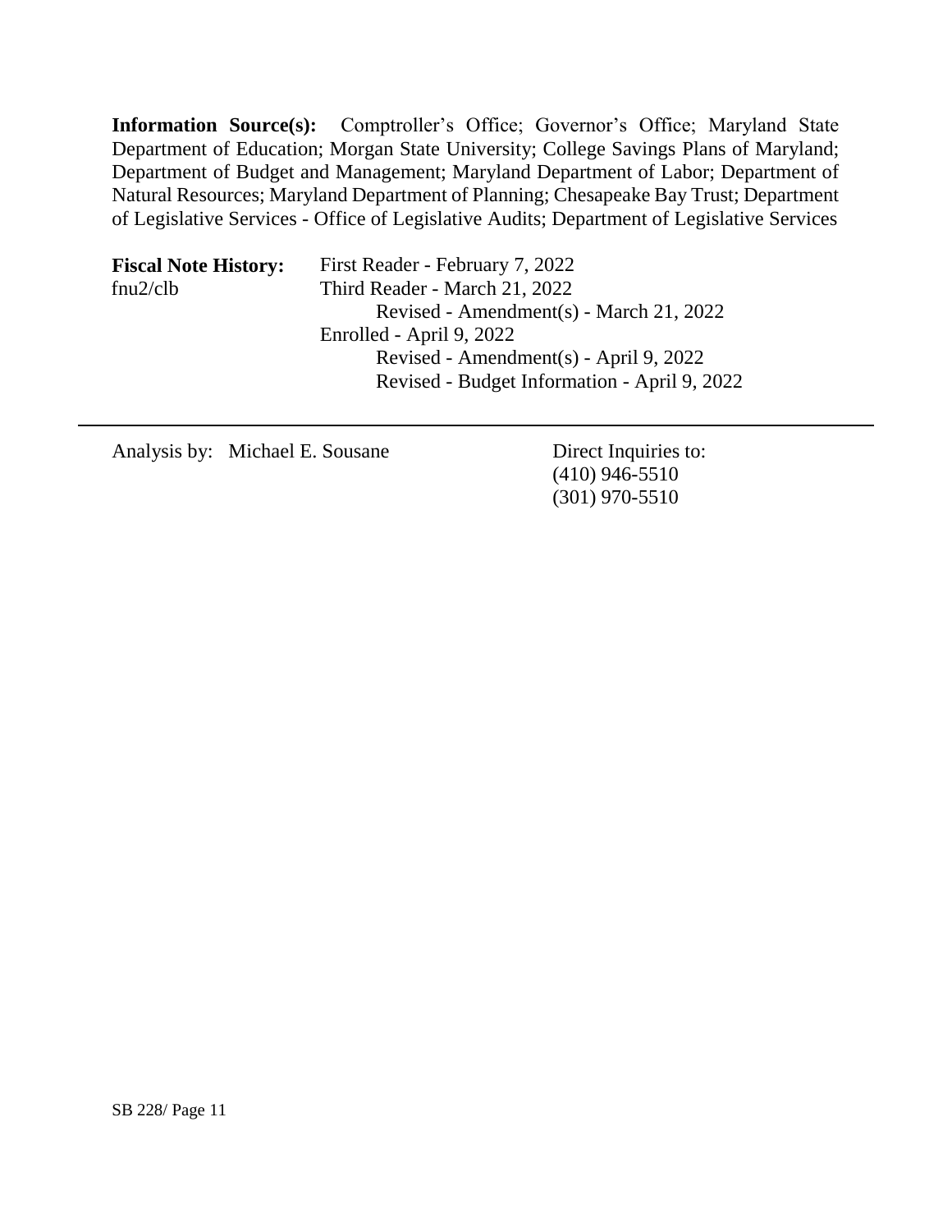**Information Source(s):** Comptroller's Office; Governor's Office; Maryland State Department of Education; Morgan State University; College Savings Plans of Maryland; Department of Budget and Management; Maryland Department of Labor; Department of Natural Resources; Maryland Department of Planning; Chesapeake Bay Trust; Department of Legislative Services - Office of Legislative Audits; Department of Legislative Services

**Fiscal Note History:** First Reader - February 7, 2022
fnu2/clb Third Reader - March 21, 2022
Revised - Amendment(s) - March 21, 2022
Enrolled - April 9, 2022
Revised - Amendment(s) - April 9, 2022
Revised - Budget Information - April 9, 2022

---

Analysis by: Michael E. Sousane

Direct Inquiries to:
(410) 946-5510
(301) 970-5510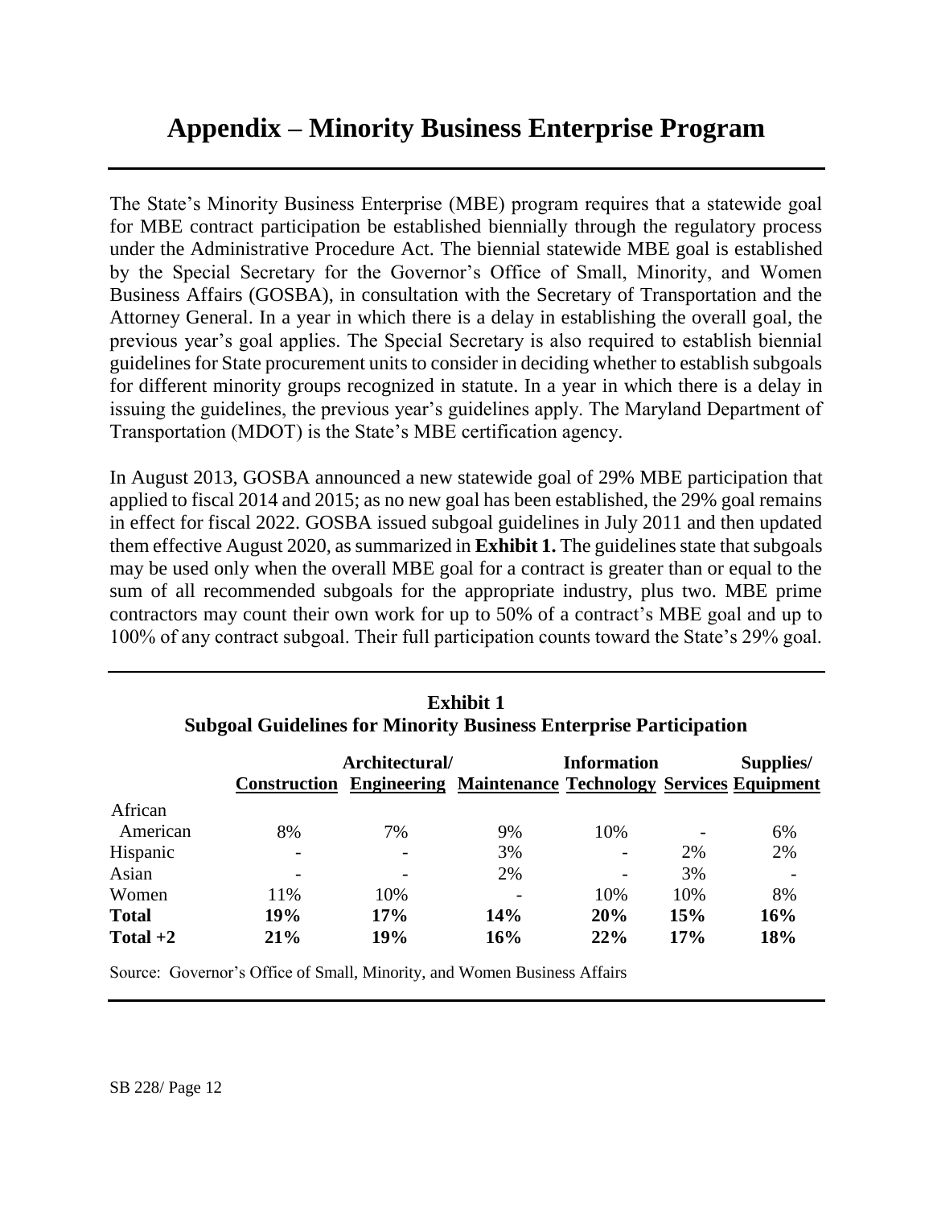# Appendix – Minority Business Enterprise Program

The State's Minority Business Enterprise (MBE) program requires that a statewide goal for MBE contract participation be established biennially through the regulatory process under the Administrative Procedure Act. The biennial statewide MBE goal is established by the Special Secretary for the Governor's Office of Small, Minority, and Women Business Affairs (GOSBA), in consultation with the Secretary of Transportation and the Attorney General. In a year in which there is a delay in establishing the overall goal, the previous year's goal applies. The Special Secretary is also required to establish biennial guidelines for State procurement units to consider in deciding whether to establish subgoals for different minority groups recognized in statute. In a year in which there is a delay in issuing the guidelines, the previous year's guidelines apply. The Maryland Department of Transportation (MDOT) is the State's MBE certification agency.

In August 2013, GOSBA announced a new statewide goal of 29% MBE participation that applied to fiscal 2014 and 2015; as no new goal has been established, the 29% goal remains in effect for fiscal 2022. GOSBA issued subgoal guidelines in July 2011 and then updated them effective August 2020, as summarized in **Exhibit 1.** The guidelines state that subgoals may be used only when the overall MBE goal for a contract is greater than or equal to the sum of all recommended subgoals for the appropriate industry, plus two. MBE prime contractors may count their own work for up to 50% of a contract's MBE goal and up to 100% of any contract subgoal. Their full participation counts toward the State's 29% goal.

**Exhibit 1**
**Subgoal Guidelines for Minority Business Enterprise Participation**

| | Construction | Architectural/ Engineering | Maintenance | Information Technology | Services | Supplies/ Equipment |
|---|---|---|---|---|---|---|
| African American | 8% | 7% | 9% | 10% | - | 6% |
| Hispanic | - | - | 3% | - | 2% | 2% |
| Asian | - | - | 2% | - | 3% | - |
| Women | 11% | 10% | - | 10% | 10% | 8% |
| **Total** | **19%** | **17%** | **14%** | **20%** | **15%** | **16%** |
| **Total +2** | **21%** | **19%** | **16%** | **22%** | **17%** | **18%** |

Source: Governor's Office of Small, Minority, and Women Business Affairs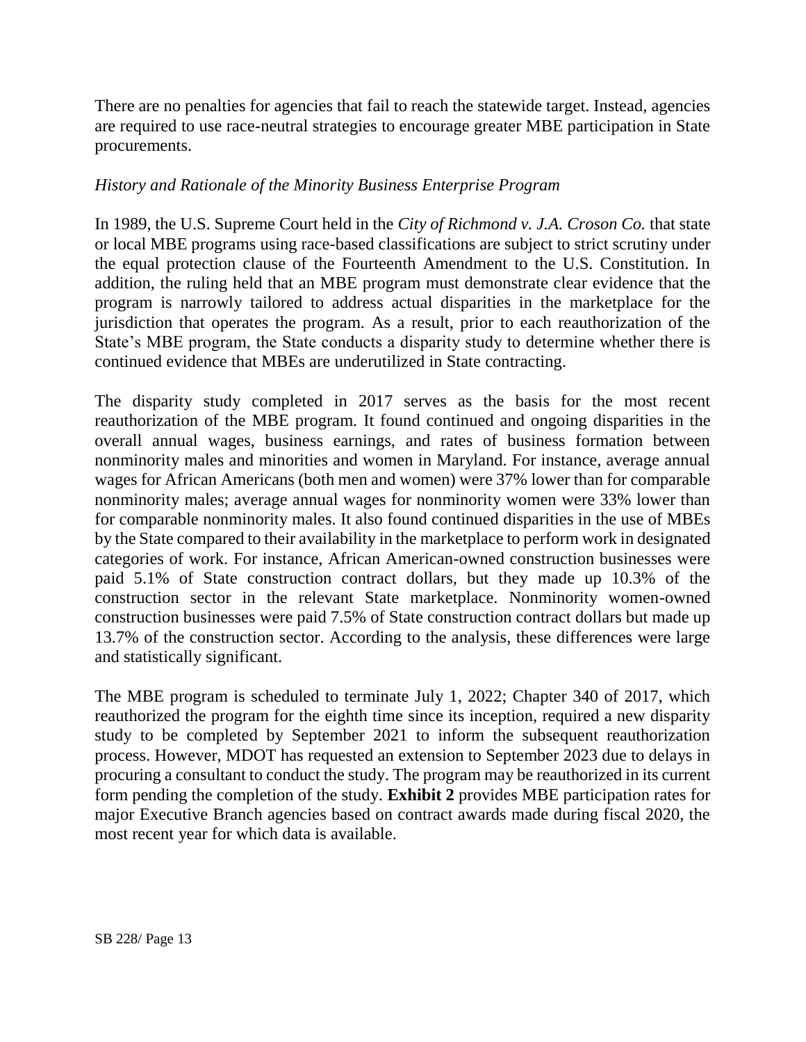There are no penalties for agencies that fail to reach the statewide target. Instead, agencies are required to use race-neutral strategies to encourage greater MBE participation in State procurements.

*History and Rationale of the Minority Business Enterprise Program*

In 1989, the U.S. Supreme Court held in the *City of Richmond v. J.A. Croson Co.* that state or local MBE programs using race-based classifications are subject to strict scrutiny under the equal protection clause of the Fourteenth Amendment to the U.S. Constitution. In addition, the ruling held that an MBE program must demonstrate clear evidence that the program is narrowly tailored to address actual disparities in the marketplace for the jurisdiction that operates the program. As a result, prior to each reauthorization of the State's MBE program, the State conducts a disparity study to determine whether there is continued evidence that MBEs are underutilized in State contracting.

The disparity study completed in 2017 serves as the basis for the most recent reauthorization of the MBE program. It found continued and ongoing disparities in the overall annual wages, business earnings, and rates of business formation between nonminority males and minorities and women in Maryland. For instance, average annual wages for African Americans (both men and women) were 37% lower than for comparable nonminority males; average annual wages for nonminority women were 33% lower than for comparable nonminority males. It also found continued disparities in the use of MBEs by the State compared to their availability in the marketplace to perform work in designated categories of work. For instance, African American-owned construction businesses were paid 5.1% of State construction contract dollars, but they made up 10.3% of the construction sector in the relevant State marketplace. Nonminority women-owned construction businesses were paid 7.5% of State construction contract dollars but made up 13.7% of the construction sector. According to the analysis, these differences were large and statistically significant.

The MBE program is scheduled to terminate July 1, 2022; Chapter 340 of 2017, which reauthorized the program for the eighth time since its inception, required a new disparity study to be completed by September 2021 to inform the subsequent reauthorization process. However, MDOT has requested an extension to September 2023 due to delays in procuring a consultant to conduct the study. The program may be reauthorized in its current form pending the completion of the study. **Exhibit 2** provides MBE participation rates for major Executive Branch agencies based on contract awards made during fiscal 2020, the most recent year for which data is available.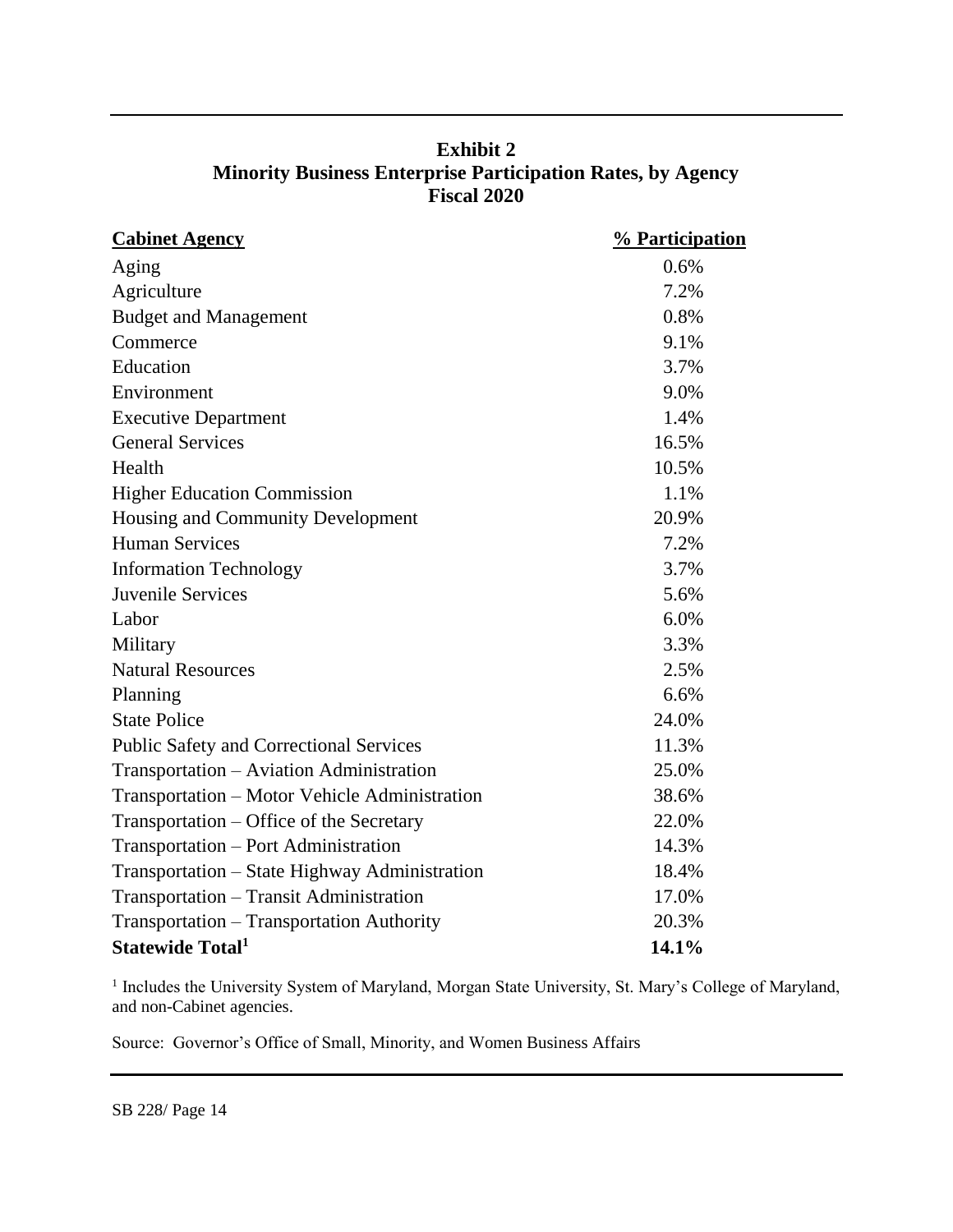**Exhibit 2**
**Minority Business Enterprise Participation Rates, by Agency**
**Fiscal 2020**

| Cabinet Agency | % Participation |
|---|---|
| Aging | 0.6% |
| Agriculture | 7.2% |
| Budget and Management | 0.8% |
| Commerce | 9.1% |
| Education | 3.7% |
| Environment | 9.0% |
| Executive Department | 1.4% |
| General Services | 16.5% |
| Health | 10.5% |
| Higher Education Commission | 1.1% |
| Housing and Community Development | 20.9% |
| Human Services | 7.2% |
| Information Technology | 3.7% |
| Juvenile Services | 5.6% |
| Labor | 6.0% |
| Military | 3.3% |
| Natural Resources | 2.5% |
| Planning | 6.6% |
| State Police | 24.0% |
| Public Safety and Correctional Services | 11.3% |
| Transportation – Aviation Administration | 25.0% |
| Transportation – Motor Vehicle Administration | 38.6% |
| Transportation – Office of the Secretary | 22.0% |
| Transportation – Port Administration | 14.3% |
| Transportation – State Highway Administration | 18.4% |
| Transportation – Transit Administration | 17.0% |
| Transportation – Transportation Authority | 20.3% |
| **Statewide Total[1]** | **14.1%** |

[1] Includes the University System of Maryland, Morgan State University, St. Mary's College of Maryland, and non-Cabinet agencies.

Source: Governor's Office of Small, Minority, and Women Business Affairs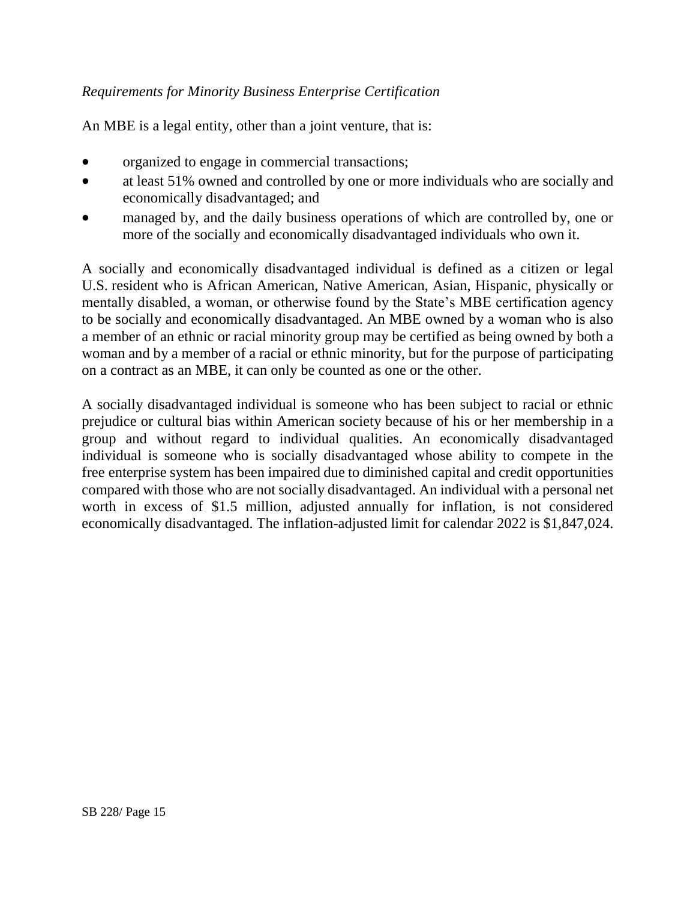*Requirements for Minority Business Enterprise Certification*

An MBE is a legal entity, other than a joint venture, that is:

- organized to engage in commercial transactions;
- at least 51% owned and controlled by one or more individuals who are socially and economically disadvantaged; and
- managed by, and the daily business operations of which are controlled by, one or more of the socially and economically disadvantaged individuals who own it.

A socially and economically disadvantaged individual is defined as a citizen or legal U.S. resident who is African American, Native American, Asian, Hispanic, physically or mentally disabled, a woman, or otherwise found by the State's MBE certification agency to be socially and economically disadvantaged. An MBE owned by a woman who is also a member of an ethnic or racial minority group may be certified as being owned by both a woman and by a member of a racial or ethnic minority, but for the purpose of participating on a contract as an MBE, it can only be counted as one or the other.

A socially disadvantaged individual is someone who has been subject to racial or ethnic prejudice or cultural bias within American society because of his or her membership in a group and without regard to individual qualities. An economically disadvantaged individual is someone who is socially disadvantaged whose ability to compete in the free enterprise system has been impaired due to diminished capital and credit opportunities compared with those who are not socially disadvantaged. An individual with a personal net worth in excess of $1.5 million, adjusted annually for inflation, is not considered economically disadvantaged. The inflation-adjusted limit for calendar 2022 is $1,847,024.